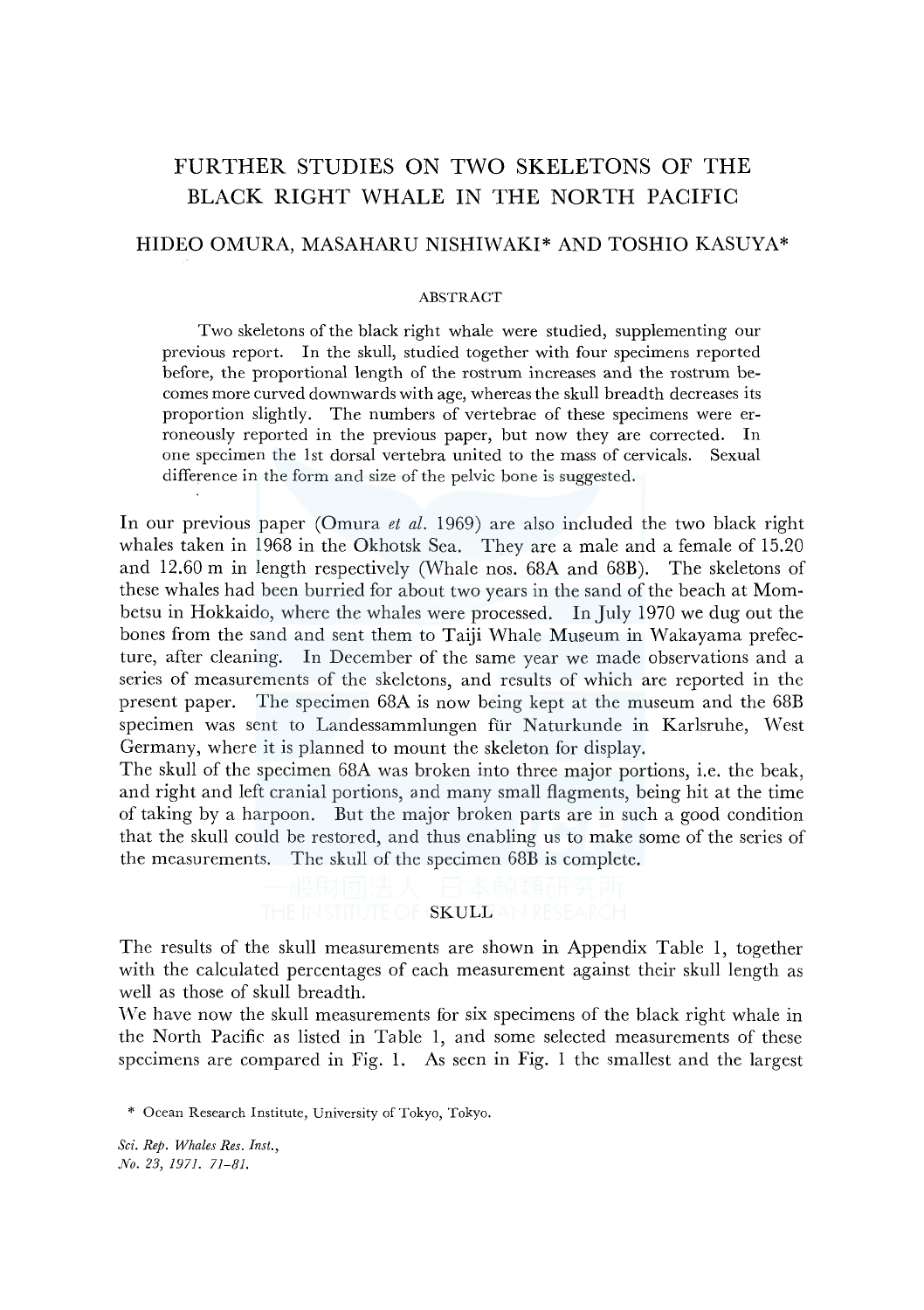# FURTHER STUDIES ON TWO SKELETONS OF THE BLACK RIGHT WHALE IN THE NORTH PACIFIC

HIDEO OMURA, MASAHARU NISHIWAKI* AND TOSHIO KASUYA*

## ABSTRACT

Two skeletons of the black right whale were studied, supplementing our previous report. In the skull, studied together with four specimens reported before, the proportional length of the rostrum increases and the rostrum becomes more curved downwards with age, whereas the skull breadth decreases its proportion slightly. The numbers of vertebrae of these specimens were erroneously reported in the previous paper, but now they are corrected. In one specimen the 1st dorsal vertebra united to the mass of cervicals. Sexual difference in the form and size of the pelvic bone is suggested.

In our previous paper (Omura *et al.* 1969) are also included the two black right whales taken in 1968 in the Okhotsk Sea. They are a male and a female of 15.20 and 12.60 m in length respectively (Whale nos. 68A and 68B). The skeletons of these whales had been burried for about two years in the sand of the beach at Mombetsu in Hokkaido, where the whales were processed. In July 1970 we dug out the bones from the sand and sent them to Taiji Whale Museum in Wakayama prefecture, after cleaning. In December of the same year we made observations and a series of measurements of the skeletons, and results of which are reported in the present paper. The specimen 68A is now being kept at the museum and the 68B specimen was sent to Landessammlungen für Naturkunde in Karlsruhe, West Germany, where it is planned to mount the skeleton for display.

The skull of the specimen 68A was broken into three major portions, i.e. the beak, and right and left cranial portions, and many small flagments, being hit at the time of taking by a harpoon. But the major broken parts are in such a good condition that the skull could be restored, and thus enabling us to make some of the series of the measurements. The skull of the specimen 68B is complete.

## SKULL

The results of the skull measurements are shown in Appendix Table 1, together with the calculated percentages of each measurement against their skull length as well as those of skull breadth.

We have now the skull measurements for six specimens of the black right whale in the North Pacific as listed in Table 1, and some selected measurements of these specimens are compared in Fig. 1. As seen in Fig. 1 the smallest and the largest

\* Ocean Research Institute, University of Tokyo, Tokyo.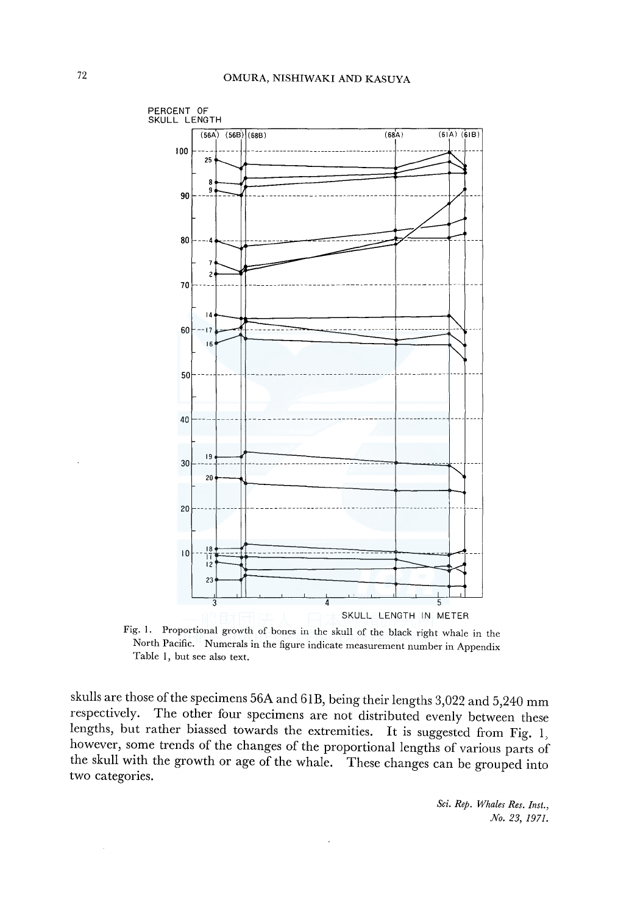Fig. 1. Proportional growth of bones in the skull of the black right whale in the North Pacific. Numerals in the figure indicate measurement number in Appendix Table 1, but see also text.

skulls are those of the specimens 56A and 61B, being their lengths 3,022 and 5,240 mm respectively. The other four specimens are not distributed evenly between these lengths, but rather biassed towards the extremities. It is suggested from Fig. 1, however, some trends of the changes of the proportional lengths of various parts of the skull with the growth or age of the whale. These changes can be grouped into two categories.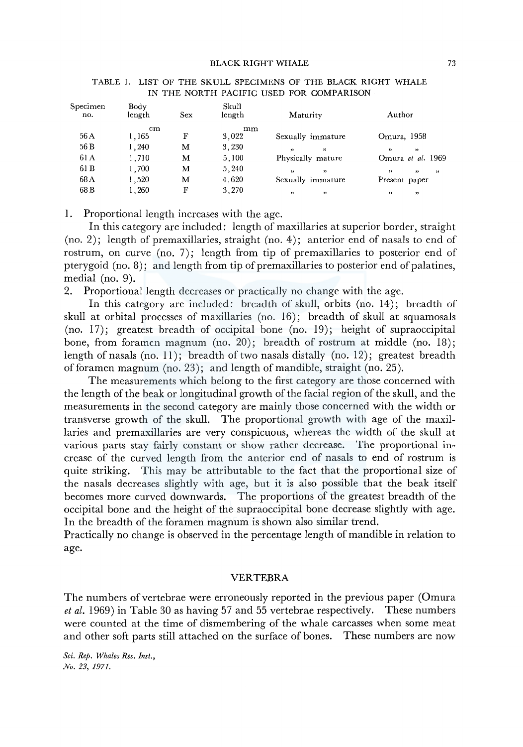TABLE 1. LIST OF THE SKULL SPECIMENS OF THE BLACK RIGHT WHALE IN THE NORTH PACIFIC USED FOR COMPARISON

| Specimen no. | Body length | Sex | Skull length | Maturity | Author |
|---|---|---|---|---|---|
| | cm | | mm | | |
| 56 A | 1,165 | F | 3,022 | Sexually immature | Omura, 1958 |
| 56 B | 1,240 | M | 3,230 | " " | " " |
| 61 A | 1,710 | M | 5,100 | Physically mature | Omura *et al.* 1969 |
| 61 B | 1,700 | M | 5,240 | " " | " " " |
| 68 A | 1,520 | M | 4,620 | Sexually immature | Present paper |
| 68 B | 1,260 | F | 3,270 | " " | " " |

1. Proportional length increases with the age.

In this category are included: length of maxillaries at superior border, straight (no. 2); length of premaxillaries, straight (no. 4); anterior end of nasals to end of rostrum, on curve (no. 7); length from tip of premaxillaries to posterior end of pterygoid (no. 8); and length from tip of premaxillaries to posterior end of palatines, medial (no. 9).

2. Proportional length decreases or practically no change with the age.

In this category are included: breadth of skull, orbits (no. 14); breadth of skull at orbital processes of maxillaries (no. 16); breadth of skull at squamosals (no. 17); greatest breadth of occipital bone (no. 19); height of supraoccipital bone, from foramen magnum (no. 20); breadth of rostrum at middle (no. 18); length of nasals (no. 11); breadth of two nasals distally (no. 12); greatest breadth of foramen magnum (no. 23); and length of mandible, straight (no. 25).

The measurements which belong to the first category are those concerned with the length of the beak or longitudinal growth of the facial region of the skull, and the measurements in the second category are mainly those concerned with the width or transverse growth of the skull. The proportional growth with age of the maxillaries and premaxillaries are very conspicuous, whereas the width of the skull at various parts stay fairly constant or show rather decrease. The proportional increase of the curved length from the anterior end of nasals to end of rostrum is quite striking. This may be attributable to the fact that the proportional size of the nasals decreases slightly with age, but it is also possible that the beak itself becomes more curved downwards. The proportions of the greatest breadth of the occipital bone and the height of the supraoccipital bone decrease slightly with age. In the breadth of the foramen magnum is shown also similar trend.

Practically no change is observed in the percentage length of mandible in relation to age.

## VERTEBRA

The numbers of vertebrae were erroneously reported in the previous paper (Omura *et al.* 1969) in Table 30 as having 57 and 55 vertebrae respectively. These numbers were counted at the time of dismembering of the whale carcasses when some meat and other soft parts still attached on the surface of bones. These numbers are now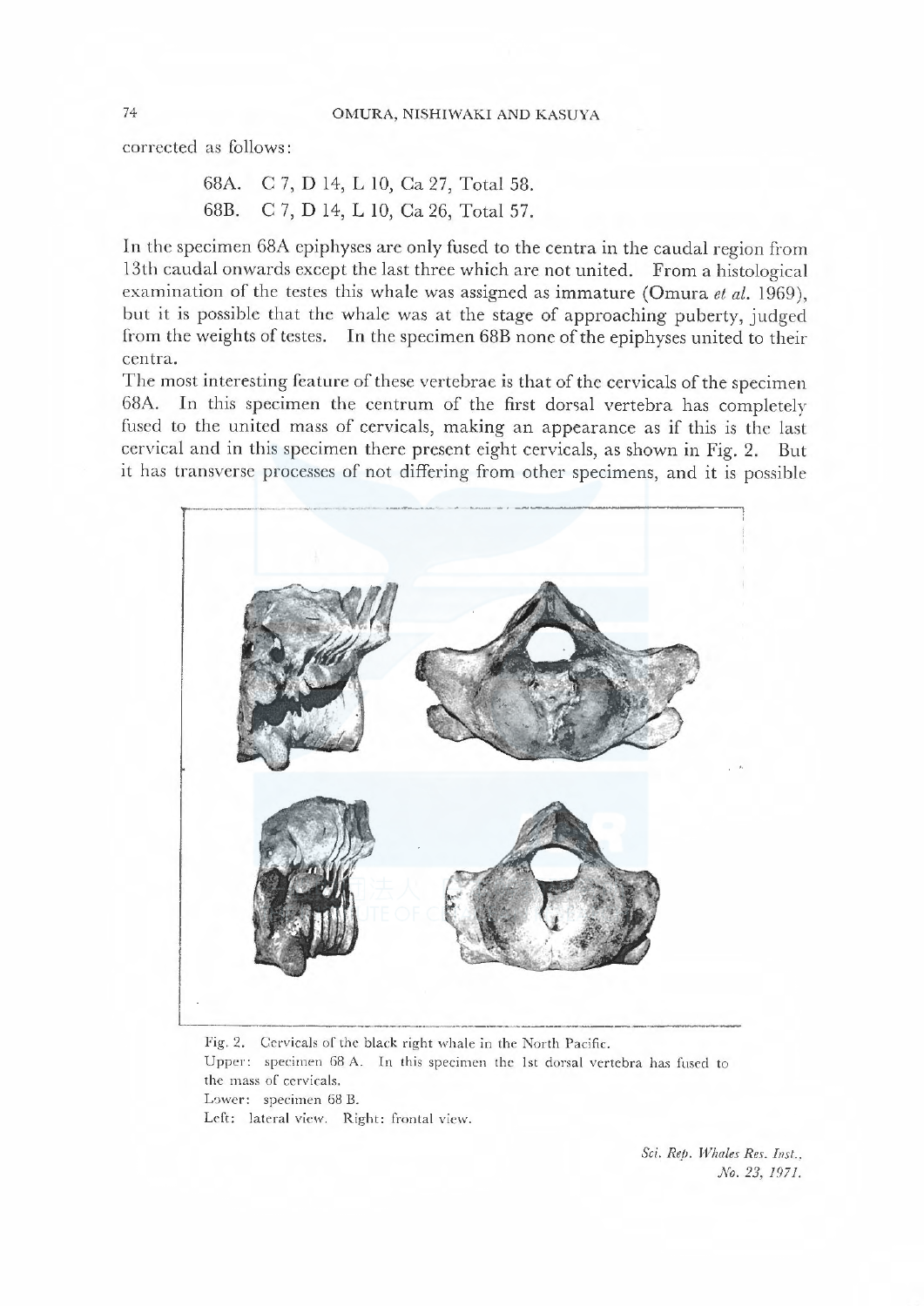corrected as follows:

68A. C 7, D 14, L 10, Ca 27, Total 58.
68B. C 7, D 14, L 10, Ca 26, Total 57.

In the specimen 68A epiphyses are only fused to the centra in the caudal region from 13th caudal onwards except the last three which are not united. From a histological examination of the testes this whale was assigned as immature (Omura *et al.* 1969), but it is possible that the whale was at the stage of approaching puberty, judged from the weights of testes. In the specimen 68B none of the epiphyses united to their centra.

The most interesting feature of these vertebrae is that of the cervicals of the specimen 68A. In this specimen the centrum of the first dorsal vertebra has completely fused to the united mass of cervicals, making an appearance as if this is the last cervical and in this specimen there present eight cervicals, as shown in Fig. 2. But it has transverse processes of not differing from other specimens, and it is possible

Fig. 2. Cervicals of the black right whale in the North Pacific.
Upper: specimen 68 A. In this specimen the 1st dorsal vertebra has fused to the mass of cervicals.
Lower: specimen 68 B.
Left: lateral view. Right: frontal view.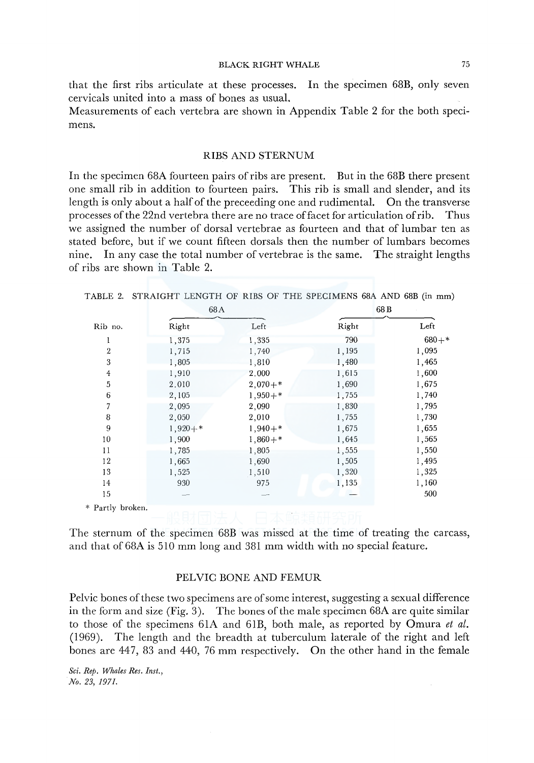that the first ribs articulate at these processes. In the specimen 68B, only seven cervicals united into a mass of bones as usual.
Measurements of each vertebra are shown in Appendix Table 2 for the both specimens.

## RIBS AND STERNUM

In the specimen 68A fourteen pairs of ribs are present. But in the 68B there present one small rib in addition to fourteen pairs. This rib is small and slender, and its length is only about a half of the preceeding one and rudimental. On the transverse processes of the 22nd vertebra there are no trace of facet for articulation of rib. Thus we assigned the number of dorsal vertebrae as fourteen and that of lumbar ten as stated before, but if we count fifteen dorsals then the number of lumbars becomes nine. In any case the total number of vertebrae is the same. The straight lengths of ribs are shown in Table 2.

TABLE 2. STRAIGHT LENGTH OF RIBS OF THE SPECIMENS 68A AND 68B (in mm)

| | 68A | | 68B | |
|---|---|---|---|---|
| Rib no. | Right | Left | Right | Left |
| 1 | 1,375 | 1,335 | 790 | 680+* |
| 2 | 1,715 | 1,740 | 1,195 | 1,095 |
| 3 | 1,805 | 1,810 | 1,480 | 1,465 |
| 4 | 1,910 | 2,000 | 1,615 | 1,600 |
| 5 | 2,010 | 2,070+* | 1,690 | 1,675 |
| 6 | 2,105 | 1,950+* | 1,755 | 1,740 |
| 7 | 2,095 | 2,090 | 1,830 | 1,795 |
| 8 | 2,050 | 2,010 | 1,755 | 1,730 |
| 9 | 1,920+* | 1,940+* | 1,675 | 1,655 |
| 10 | 1,900 | 1,860+* | 1,645 | 1,565 |
| 11 | 1,785 | 1,805 | 1,555 | 1,550 |
| 12 | 1,665 | 1,690 | 1,505 | 1,495 |
| 13 | 1,525 | 1,510 | 1,320 | 1,325 |
| 14 | 930 | 975 | 1,135 | 1,160 |
| 15 | — | — | — | 500 |

\* Partly broken.

The sternum of the specimen 68B was missed at the time of treating the carcass, and that of 68A is 510 mm long and 381 mm width with no special feature.

## PELVIC BONE AND FEMUR

Pelvic bones of these two specimens are of some interest, suggesting a sexual difference in the form and size (Fig. 3). The bones of the male specimen 68A are quite similar to those of the specimens 61A and 61B, both male, as reported by Omura *et al.* (1969). The length and the breadth at tuberculum laterale of the right and left bones are 447, 83 and 440, 76 mm respectively. On the other hand in the female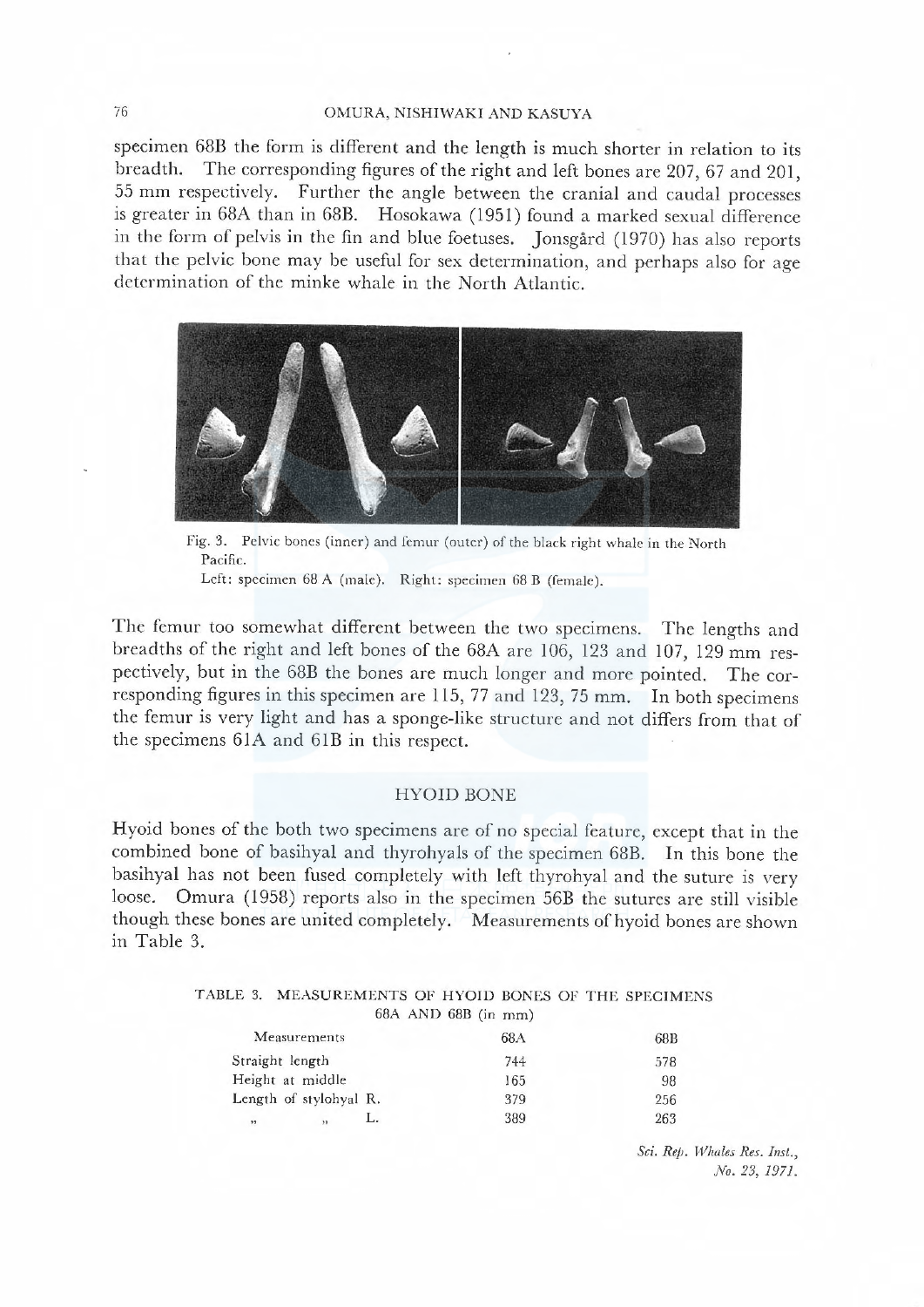specimen 68B the form is different and the length is much shorter in relation to its breadth. The corresponding figures of the right and left bones are 207, 67 and 201, 55 mm respectively. Further the angle between the cranial and caudal processes is greater in 68A than in 68B. Hosokawa (1951) found a marked sexual difference in the form of pelvis in the fin and blue foetuses. Jonsgård (1970) has also reports that the pelvic bone may be useful for sex determination, and perhaps also for age determination of the minke whale in the North Atlantic.

Fig. 3. Pelvic bones (inner) and femur (outer) of the black right whale in the North Pacific.
Left: specimen 68 A (male). Right: specimen 68 B (female).

The femur too somewhat different between the two specimens. The lengths and breadths of the right and left bones of the 68A are 106, 123 and 107, 129 mm respectively, but in the 68B the bones are much longer and more pointed. The corresponding figures in this specimen are 115, 77 and 123, 75 mm. In both specimens the femur is very light and has a sponge-like structure and not differs from that of the specimens 61A and 61B in this respect.

## HYOID BONE

Hyoid bones of the both two specimens are of no special feature, except that in the combined bone of basihyal and thyrohyals of the specimen 68B. In this bone the basihyal has not been fused completely with left thyrohyal and the suture is very loose. Omura (1958) reports also in the specimen 56B the sutures are still visible though these bones are united completely. Measurements of hyoid bones are shown in Table 3.

TABLE 3. MEASUREMENTS OF HYOID BONES OF THE SPECIMENS 68A AND 68B (in mm)

| Measurements | 68A | 68B |
|---|---|---|
| Straight length | 744 | 578 |
| Height at middle | 165 | 98 |
| Length of stylohyal R. | 379 | 256 |
| " " L. | 389 | 263 |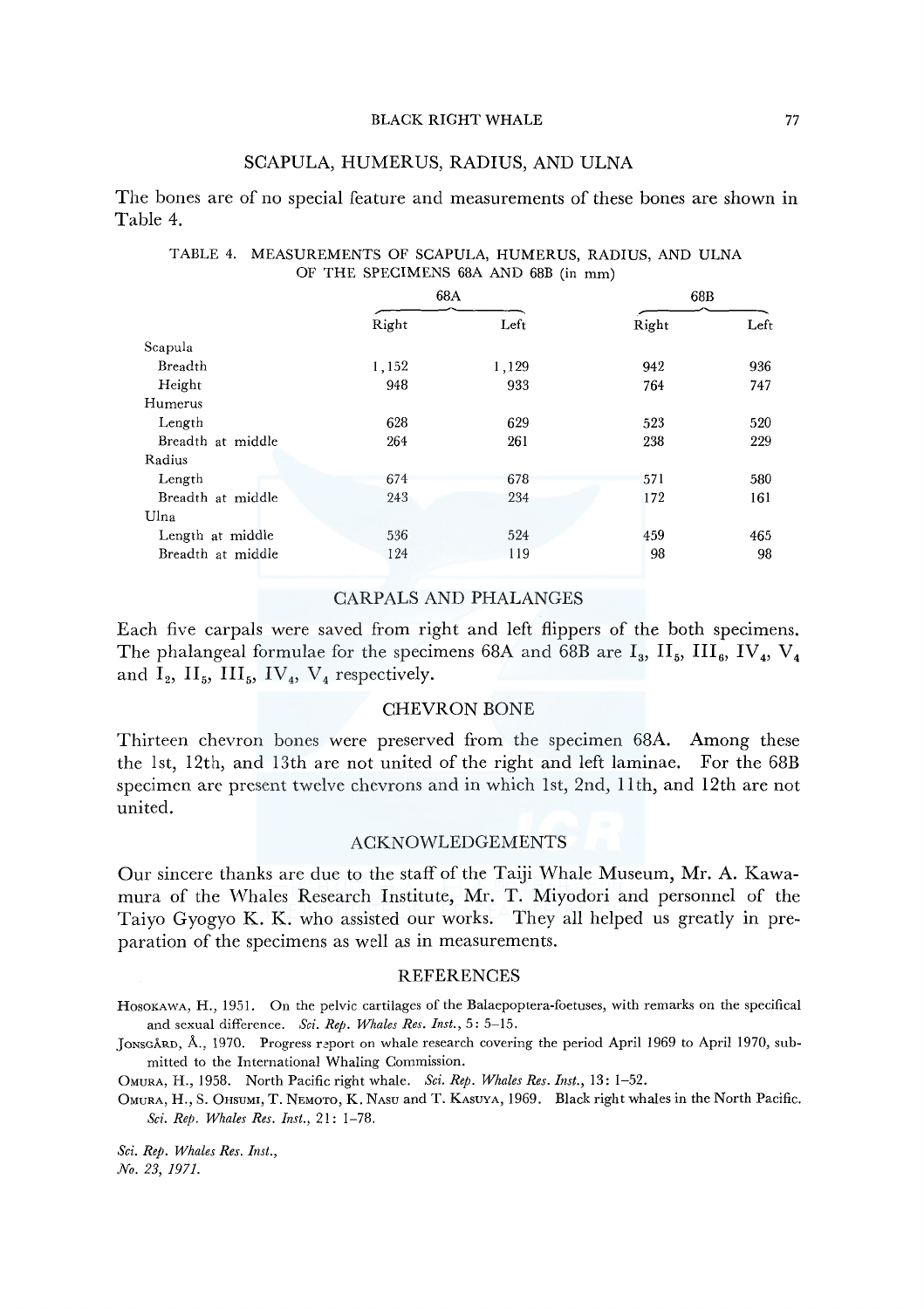## SCAPULA, HUMERUS, RADIUS, AND ULNA

The bones are of no special feature and measurements of these bones are shown in Table 4.

TABLE 4. MEASUREMENTS OF SCAPULA, HUMERUS, RADIUS, AND ULNA OF THE SPECIMENS 68A AND 68B (in mm)

| | 68A | | 68B | |
|---|---|---|---|---|
| | Right | Left | Right | Left |
| Scapula | | | | |
| Breadth | 1,152 | 1,129 | 942 | 936 |
| Height | 948 | 933 | 764 | 747 |
| Humerus | | | | |
| Length | 628 | 629 | 523 | 520 |
| Breadth at middle | 264 | 261 | 238 | 229 |
| Radius | | | | |
| Length | 674 | 678 | 571 | 580 |
| Breadth at middle | 243 | 234 | 172 | 161 |
| Ulna | | | | |
| Length at middle | 536 | 524 | 459 | 465 |
| Breadth at middle | 124 | 119 | 98 | 98 |

## CARPALS AND PHALANGES

Each five carpals were saved from right and left flippers of the both specimens. The phalangeal formulae for the specimens 68A and 68B are $I_3$, $II_5$, $III_6$, $IV_4$, $V_4$ and $I_2$, $II_5$, $III_5$, $IV_4$, $V_4$ respectively.

## CHEVRON BONE

Thirteen chevron bones were preserved from the specimen 68A. Among these the 1st, 12th, and 13th are not united of the right and left laminae. For the 68B specimen are present twelve chevrons and in which 1st, 2nd, 11th, and 12th are not united.

## ACKNOWLEDGEMENTS

Our sincere thanks are due to the staff of the Taiji Whale Museum, Mr. A. Kawamura of the Whales Research Institute, Mr. T. Miyodori and personnel of the Taiyo Gyogyo K. K. who assisted our works. They all helped us greatly in preparation of the specimens as well as in measurements.

## REFERENCES

Hosokawa, H., 1951. On the pelvic cartilages of the Balaepoptera-foetuses, with remarks on the specifical and sexual difference. *Sci. Rep. Whales Res. Inst.*, 5: 5–15.

Jonsgård, Å., 1970. Progress report on whale research covering the period April 1969 to April 1970, submitted to the International Whaling Commission.

Omura, H., 1958. North Pacific right whale. *Sci. Rep. Whales Res. Inst.*, 13: 1–52.

Omura, H., S. Ohsumi, T. Nemoto, K. Nasu and T. Kasuya, 1969. Black right whales in the North Pacific. *Sci. Rep. Whales Res. Inst.*, 21: 1–78.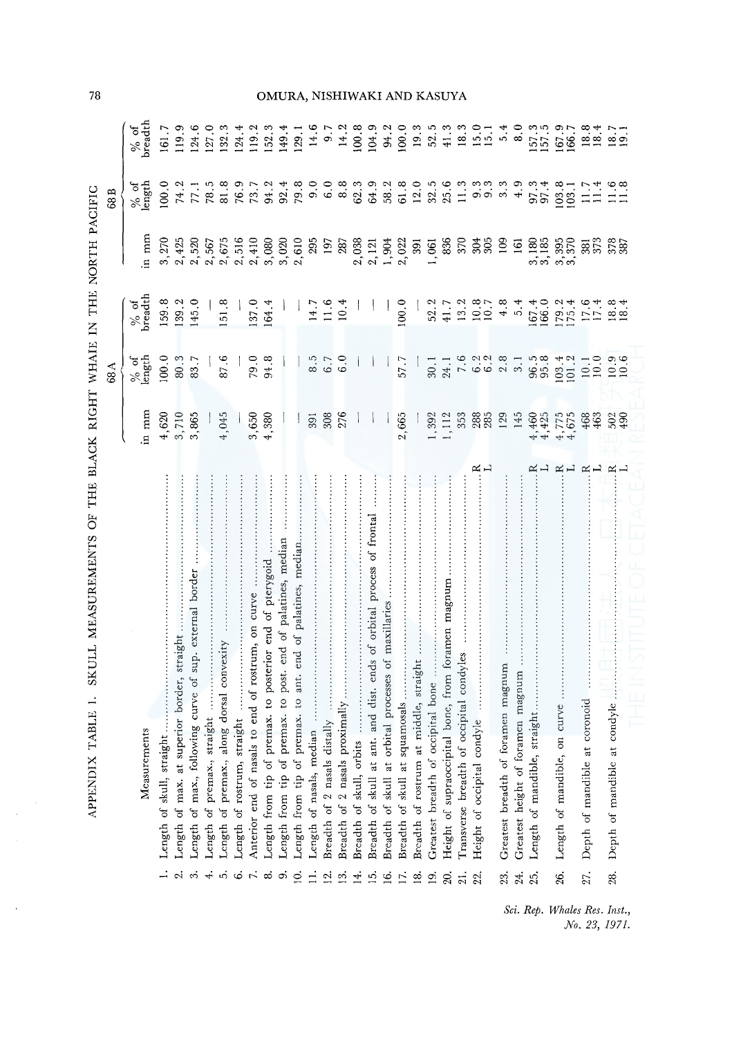## APPENDIX TABLE 1. SKULL MEASUREMENTS OF THE BLACK RIGHT WHALE IN THE NORTH PACIFIC

| Measurements | | 68A | | | 68B | | |
|---|---|---|---|---|---|---|---|
| | | in mm | % of length | % of breadth | in mm | % of length | % of breadth |
| 1. Length of skull, straight | | 4,620 | 100.0 | 159.8 | 3,270 | 100.0 | 161.7 |
| 2. Length of max. at superior border, straight | | 3,710 | 80.3 | 139.2 | 2,425 | 74.2 | 119.9 |
| 3. Length of max., following curve of sup. external border | | 3,865 | 83.7 | 145.0 | 2,520 | 77.1 | 124.6 |
| 4. Length of premax., straight | | — | — | — | 2,567 | 78.5 | 127.0 |
| 5. Length of premax., along dorsal convexity | | 4,045 | 87.6 | 151.8 | 2,675 | 81.8 | 132.3 |
| 6. Length of rostrum, straight | | — | — | — | 2,516 | 76.9 | 124.4 |
| 7. Anterior end of nasals to end of rostrum, on curve | | 3,650 | 79.0 | 137.0 | 2,410 | 73.7 | 119.2 |
| 8. Length from tip of premax. to posterior end of pterygoid | | 4,380 | 94.8 | 164.4 | 3,080 | 94.2 | 152.3 |
| 9. Length from tip of premax. to post. end of palatines, median | | — | — | — | 3,020 | 92.4 | 149.4 |
| 10. Length from tip of premax. to ant. end of palatines, median | | — | — | — | 2,610 | 79.8 | 129.1 |
| 11. Length of nasals, median | | 391 | 8.5 | 14.7 | 295 | 9.0 | 14.6 |
| 12. Breadth of 2 nasals distally | | 308 | 6.7 | 11.6 | 197 | 6.0 | 9.7 |
| 13. Breadth of 2 nasals proximally | | 276 | 6.0 | 10.4 | 287 | 8.8 | 14.2 |
| 14. Breadth of skull, orbits | | — | — | — | 2,038 | 62.3 | 100.8 |
| 15. Breadth of skull at ant. and dist. ends of orbital process of frontal | | — | — | — | 2,121 | 64.9 | 104.9 |
| 16. Breadth of skull at orbital processes of maxillaries | | — | — | — | 1,904 | 58.2 | 94.2 |
| 17. Breadth of skull at squamosals | | 2,665 | 57.7 | 100.0 | 2,022 | 61.8 | 100.0 |
| 18. Breadth of rostrum at middle, straight | | — | — | — | 391 | 12.0 | 19.3 |
| 19. Greatest breadth of occipital bone | | 1,392 | 30.1 | 52.2 | 1,061 | 32.5 | 52.5 |
| 20. Height of supraoccipital bone, from foramen magnum | | 1,112 | 24.1 | 41.7 | 836 | 25.6 | 41.3 |
| 21. Transverse breadth of occipital condyles | | 353 | 7.6 | 13.2 | 370 | 11.3 | 18.3 |
| 22. Height of occipital condyle | R | 288 | 6.2 | 10.8 | 304 | 9.3 | 15.0 |
| | L | 285 | 6.2 | 10.7 | 305 | 9.3 | 15.1 |
| 23. Greatest breadth of foramen magnum | | 129 | 2.8 | 4.8 | 109 | 3.3 | 5.4 |
| 24. Greatest height of foramen magnum | | 145 | 3.1 | 5.4 | 161 | 4.9 | 8.0 |
| 25. Length of mandible, straight | R | 4,460 | 96.5 | 167.4 | 3,180 | 97.3 | 157.3 |
| | L | 4,425 | 95.8 | 166.0 | 3,185 | 97.4 | 157.5 |
| 26. Length of mandible, on curve | R | 4,775 | 103.4 | 179.2 | 3,395 | 103.8 | 167.9 |
| | L | 4,675 | 101.2 | 175.4 | 3,370 | 103.1 | 166.7 |
| 27. Depth of mandible at coronoid | R | 468 | 10.1 | 17.6 | 381 | 11.7 | 18.8 |
| | L | 463 | 10.0 | 17.4 | 373 | 11.4 | 18.4 |
| 28. Depth of mandible at condyle | R | 502 | 10.9 | 18.8 | 378 | 11.6 | 18.7 |
| | L | 490 | 10.6 | 18.4 | 387 | 11.8 | 19.1 |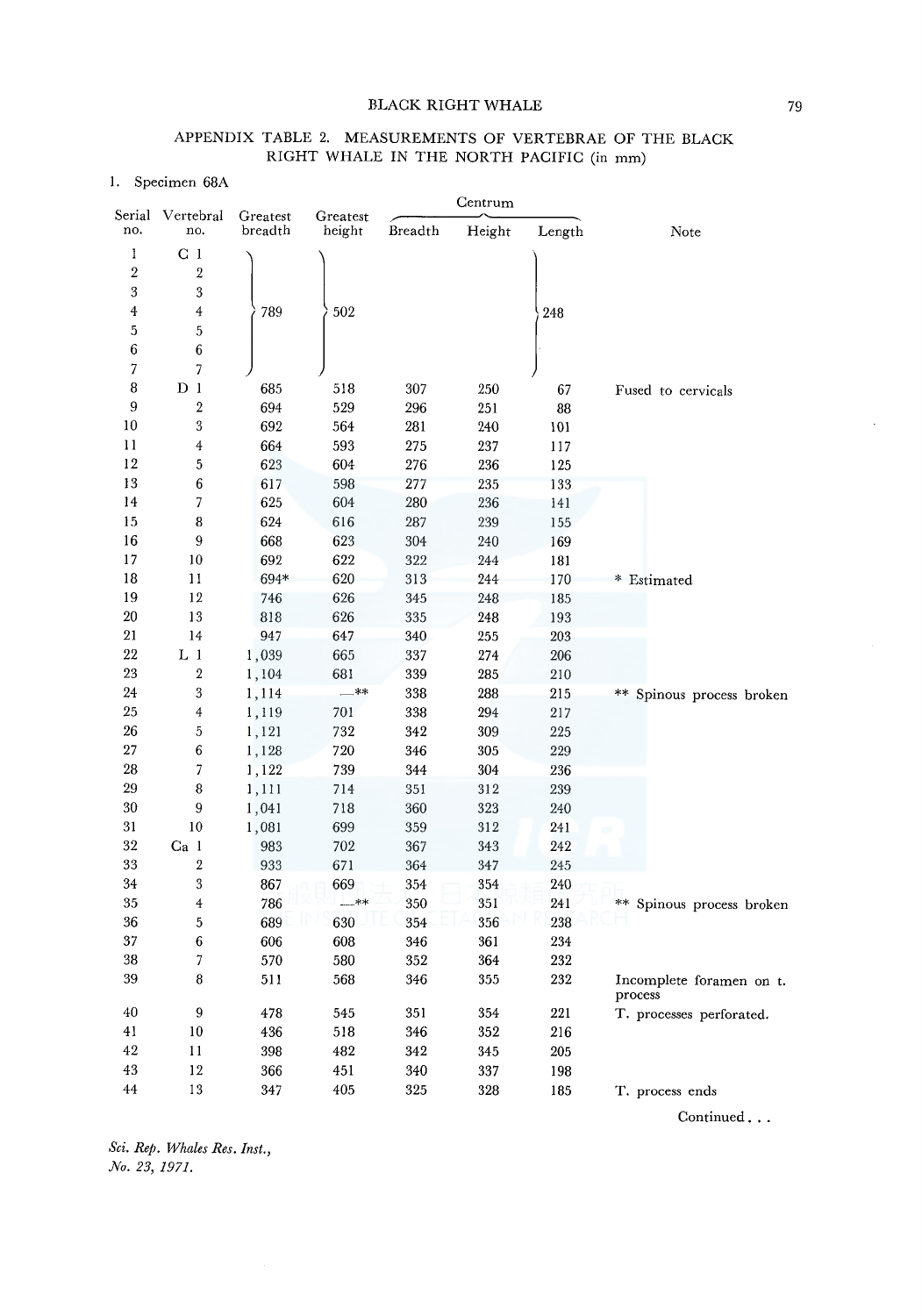## APPENDIX TABLE 2. MEASUREMENTS OF VERTEBRAE OF THE BLACK RIGHT WHALE IN THE NORTH PACIFIC (in mm)

1. Specimen 68A

| Serial no. | Vertebral no. | Greatest breadth | Greatest height | Centrum | | | Note |
|---|---|---|---|---|---|---|---|
| | | | | Breadth | Height | Length | |
| 1 | C 1 | 789 | 502 | | | 248 | |
| 2 | 2 | | | | | | |
| 3 | 3 | | | | | | |
| 4 | 4 | | | | | | |
| 5 | 5 | | | | | | |
| 6 | 6 | | | | | | |
| 7 | 7 | | | | | | |
| 8 | D 1 | 685 | 518 | 307 | 250 | 67 | Fused to cervicals |
| 9 | 2 | 694 | 529 | 296 | 251 | 88 | |
| 10 | 3 | 692 | 564 | 281 | 240 | 101 | |
| 11 | 4 | 664 | 593 | 275 | 237 | 117 | |
| 12 | 5 | 623 | 604 | 276 | 236 | 125 | |
| 13 | 6 | 617 | 598 | 277 | 235 | 133 | |
| 14 | 7 | 625 | 604 | 280 | 236 | 141 | |
| 15 | 8 | 624 | 616 | 287 | 239 | 155 | |
| 16 | 9 | 668 | 623 | 304 | 240 | 169 | |
| 17 | 10 | 692 | 622 | 322 | 244 | 181 | |
| 18 | 11 | 694* | 620 | 313 | 244 | 170 | * Estimated |
| 19 | 12 | 746 | 626 | 345 | 248 | 185 | |
| 20 | 13 | 818 | 626 | 335 | 248 | 193 | |
| 21 | 14 | 947 | 647 | 340 | 255 | 203 | |
| 22 | L 1 | 1,039 | 665 | 337 | 274 | 206 | |
| 23 | 2 | 1,104 | 681 | 339 | 285 | 210 | |
| 24 | 3 | 1,114 | —** | 338 | 288 | 215 | ** Spinous process broken |
| 25 | 4 | 1,119 | 701 | 338 | 294 | 217 | |
| 26 | 5 | 1,121 | 732 | 342 | 309 | 225 | |
| 27 | 6 | 1,128 | 720 | 346 | 305 | 229 | |
| 28 | 7 | 1,122 | 739 | 344 | 304 | 236 | |
| 29 | 8 | 1,111 | 714 | 351 | 312 | 239 | |
| 30 | 9 | 1,041 | 718 | 360 | 323 | 240 | |
| 31 | 10 | 1,081 | 699 | 359 | 312 | 241 | |
| 32 | Ca 1 | 983 | 702 | 367 | 343 | 242 | |
| 33 | 2 | 933 | 671 | 364 | 347 | 245 | |
| 34 | 3 | 867 | 669 | 354 | 354 | 240 | |
| 35 | 4 | 786 | —** | 350 | 351 | 241 | ** Spinous process broken |
| 36 | 5 | 689 | 630 | 354 | 356 | 238 | |
| 37 | 6 | 606 | 608 | 346 | 361 | 234 | |
| 38 | 7 | 570 | 580 | 352 | 364 | 232 | |
| 39 | 8 | 511 | 568 | 346 | 355 | 232 | Incomplete foramen on t. process |
| 40 | 9 | 478 | 545 | 351 | 354 | 221 | T. processes perforated. |
| 41 | 10 | 436 | 518 | 346 | 352 | 216 | |
| 42 | 11 | 398 | 482 | 342 | 345 | 205 | |
| 43 | 12 | 366 | 451 | 340 | 337 | 198 | |
| 44 | 13 | 347 | 405 | 325 | 328 | 185 | T. process ends |

Continued . . .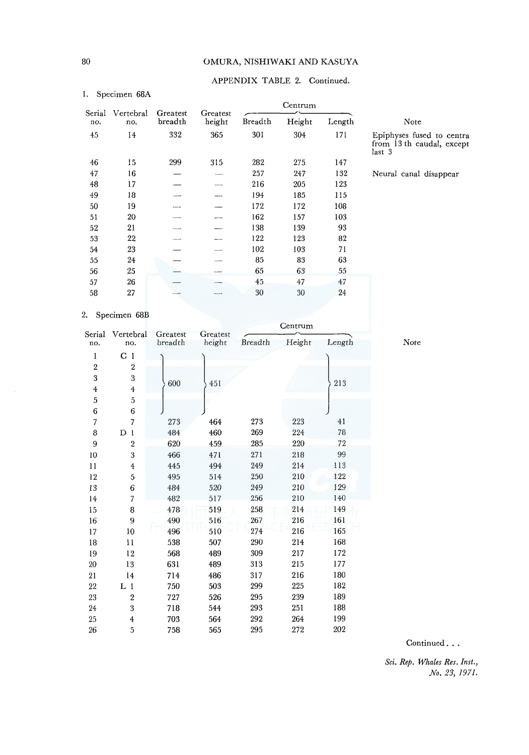APPENDIX TABLE 2. Continued.

1. Specimen 68A

| Serial no. | Vertebral no. | Greatest breadth | Greatest height | Centrum | | | Note |
|---|---|---|---|---|---|---|---|
| | | | | Breadth | Height | Length | |
| 45 | 14 | 332 | 365 | 301 | 304 | 171 | Epiphyses fused to centra from 13 th caudal, except last 3 |
| 46 | 15 | 299 | 315 | 282 | 275 | 147 | |
| 47 | 16 | — | — | 257 | 247 | 132 | Neural canal disappear |
| 48 | 17 | — | — | 216 | 205 | 123 | |
| 49 | 18 | — | — | 194 | 185 | 115 | |
| 50 | 19 | — | — | 172 | 172 | 108 | |
| 51 | 20 | — | — | 162 | 157 | 103 | |
| 52 | 21 | — | — | 138 | 139 | 93 | |
| 53 | 22 | — | — | 122 | 123 | 82 | |
| 54 | 23 | — | — | 102 | 103 | 71 | |
| 55 | 24 | — | — | 85 | 83 | 63 | |
| 56 | 25 | — | — | 65 | 63 | 55 | |
| 57 | 26 | — | — | 45 | 47 | 47 | |
| 58 | 27 | — | — | 30 | 30 | 24 | |

2. Specimen 68B

| Serial no. | Vertebral no. | Greatest breadth | Greatest height | Centrum | | | Note |
|---|---|---|---|---|---|---|---|
| | | | | Breadth | Height | Length | |
| 1 | C 1 | 600 (C 1–6) | 451 (C 1–6) | | | 213 (C 1–6) | |
| 2 | 2 | | | | | | |
| 3 | 3 | | | | | | |
| 4 | 4 | | | | | | |
| 5 | 5 | | | | | | |
| 6 | 6 | | | | | | |
| 7 | 7 | 273 | 464 | 273 | 223 | 41 | |
| 8 | D 1 | 484 | 460 | 269 | 224 | 78 | |
| 9 | 2 | 620 | 459 | 285 | 220 | 72 | |
| 10 | 3 | 466 | 471 | 271 | 218 | 99 | |
| 11 | 4 | 445 | 494 | 249 | 214 | 113 | |
| 12 | 5 | 495 | 514 | 250 | 210 | 122 | |
| 13 | 6 | 484 | 520 | 249 | 210 | 129 | |
| 14 | 7 | 482 | 517 | 256 | 210 | 140 | |
| 15 | 8 | 478 | 519 | 258 | 214 | 149 | |
| 16 | 9 | 490 | 516 | 267 | 216 | 161 | |
| 17 | 10 | 496 | 510 | 274 | 216 | 165 | |
| 18 | 11 | 538 | 507 | 290 | 214 | 168 | |
| 19 | 12 | 568 | 489 | 309 | 217 | 172 | |
| 20 | 13 | 631 | 489 | 313 | 215 | 177 | |
| 21 | 14 | 714 | 486 | 317 | 216 | 180 | |
| 22 | L 1 | 750 | 503 | 299 | 225 | 182 | |
| 23 | 2 | 727 | 526 | 295 | 239 | 189 | |
| 24 | 3 | 718 | 544 | 293 | 251 | 188 | |
| 25 | 4 | 703 | 564 | 292 | 264 | 199 | |
| 26 | 5 | 758 | 565 | 295 | 272 | 202 | |

Continued . . .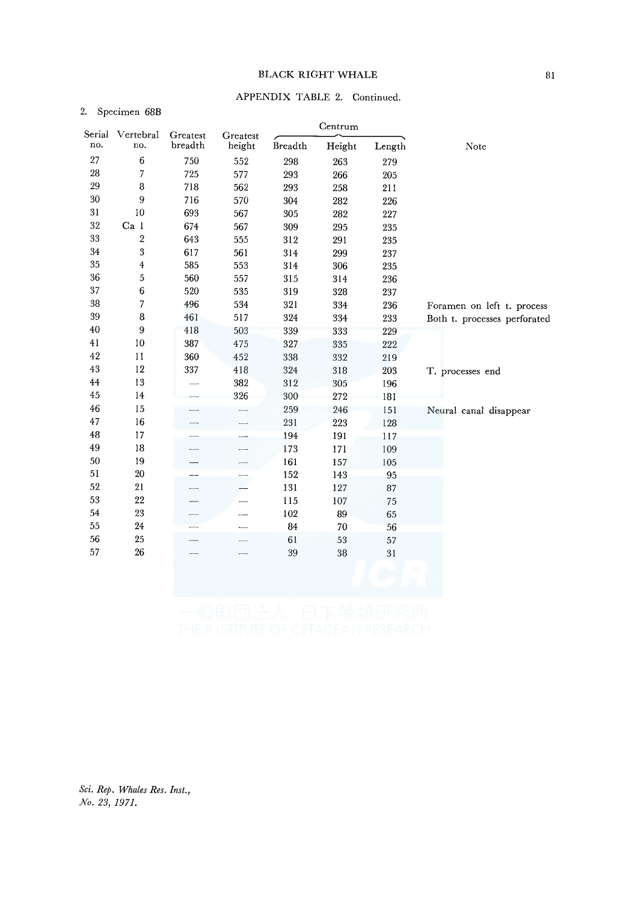APPENDIX TABLE 2. Continued.

2. Specimen 68B

| Serial no. | Vertebral no. | Greatest breadth | Greatest height | Centrum | | | Note |
|---|---|---|---|---|---|---|---|
| | | | | Breadth | Height | Length | |
| 27 | 6 | 750 | 552 | 298 | 263 | 279 | |
| 28 | 7 | 725 | 577 | 293 | 266 | 205 | |
| 29 | 8 | 718 | 562 | 293 | 258 | 211 | |
| 30 | 9 | 716 | 570 | 304 | 282 | 226 | |
| 31 | 10 | 693 | 567 | 305 | 282 | 227 | |
| 32 | Ca 1 | 674 | 567 | 309 | 295 | 235 | |
| 33 | 2 | 643 | 555 | 312 | 291 | 235 | |
| 34 | 3 | 617 | 561 | 314 | 299 | 237 | |
| 35 | 4 | 585 | 553 | 314 | 306 | 235 | |
| 36 | 5 | 560 | 557 | 315 | 314 | 236 | |
| 37 | 6 | 520 | 535 | 319 | 328 | 237 | |
| 38 | 7 | 496 | 534 | 321 | 334 | 236 | Foramen on left t. process |
| 39 | 8 | 461 | 517 | 324 | 334 | 233 | Both t. processes perforated |
| 40 | 9 | 418 | 503 | 339 | 333 | 229 | |
| 41 | 10 | 387 | 475 | 327 | 335 | 222 | |
| 42 | 11 | 360 | 452 | 338 | 332 | 219 | |
| 43 | 12 | 337 | 418 | 324 | 318 | 203 | T. processes end |
| 44 | 13 | — | 382 | 312 | 305 | 196 | |
| 45 | 14 | — | 326 | 300 | 272 | 181 | |
| 46 | 15 | — | — | 259 | 246 | 151 | Neural canal disappear |
| 47 | 16 | — | — | 231 | 223 | 128 | |
| 48 | 17 | — | — | 194 | 191 | 117 | |
| 49 | 18 | — | — | 173 | 171 | 109 | |
| 50 | 19 | — | — | 161 | 157 | 105 | |
| 51 | 20 | — | — | 152 | 143 | 95 | |
| 52 | 21 | — | — | 131 | 127 | 87 | |
| 53 | 22 | — | — | 115 | 107 | 75 | |
| 54 | 23 | — | — | 102 | 89 | 65 | |
| 55 | 24 | — | — | 84 | 70 | 56 | |
| 56 | 25 | — | — | 61 | 53 | 57 | |
| 57 | 26 | — | — | 39 | 38 | 31 | |